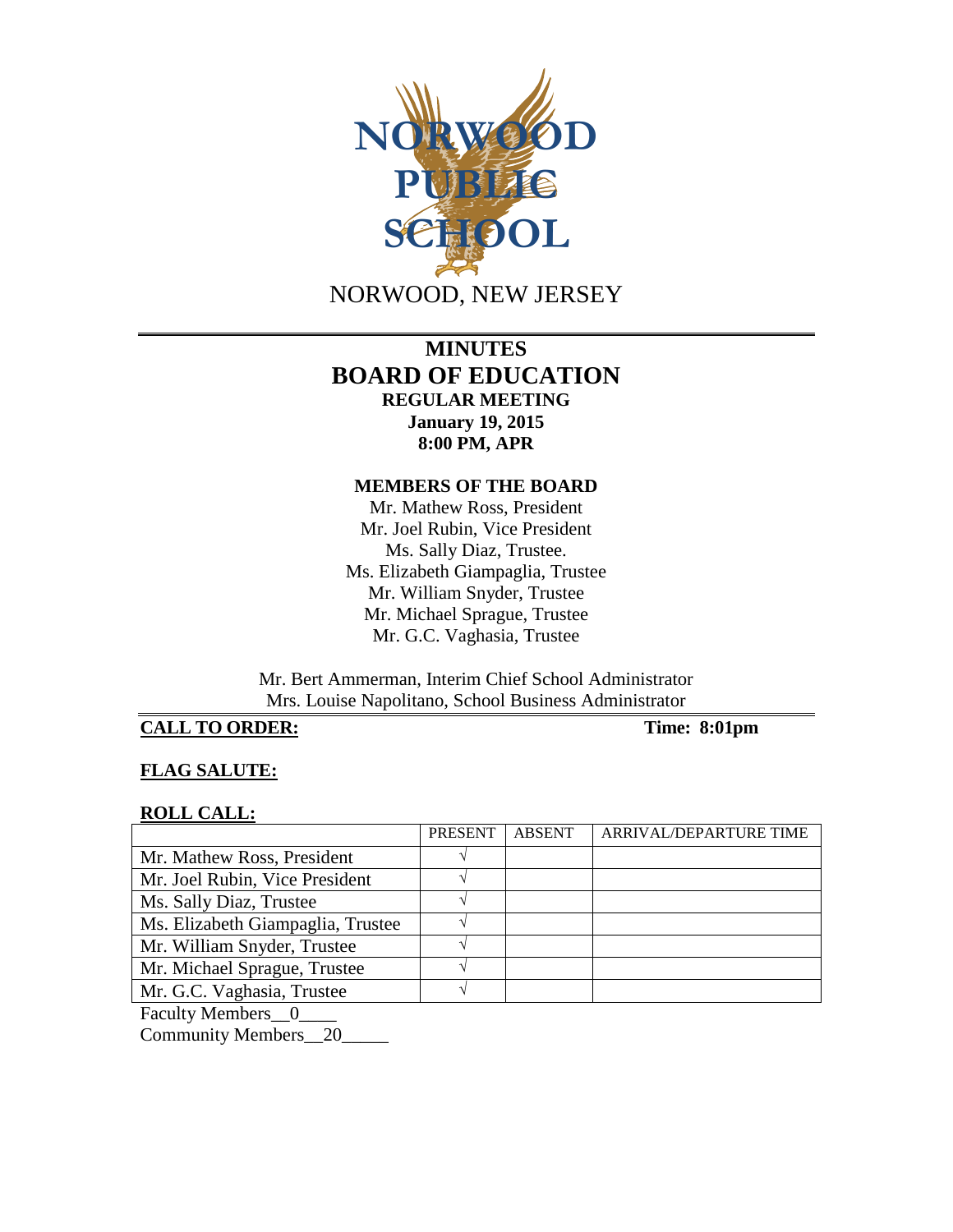NORWOOD PUBLIC SCHOOL

NORWOOD, NEW JERSEY

# MINUTES
# BOARD OF EDUCATION
## REGULAR MEETING
**January 19, 2015**
**8:00 PM, APR**

### MEMBERS OF THE BOARD

Mr. Mathew Ross, President
Mr. Joel Rubin, Vice President
Ms. Sally Diaz, Trustee.
Ms. Elizabeth Giampaglia, Trustee
Mr. William Snyder, Trustee
Mr. Michael Sprague, Trustee
Mr. G.C. Vaghasia, Trustee

Mr. Bert Ammerman, Interim Chief School Administrator
Mrs. Louise Napolitano, School Business Administrator

**CALL TO ORDER:** **Time: 8:01pm**

**FLAG SALUTE:**

**ROLL CALL:**

| | PRESENT | ABSENT | ARRIVAL/DEPARTURE TIME |
|---|---|---|---|
| Mr. Mathew Ross, President | √ | | |
| Mr. Joel Rubin, Vice President | √ | | |
| Ms. Sally Diaz, Trustee | √ | | |
| Ms. Elizabeth Giampaglia, Trustee | √ | | |
| Mr. William Snyder, Trustee | √ | | |
| Mr. Michael Sprague, Trustee | √ | | |
| Mr. G.C. Vaghasia, Trustee | √ | | |

Faculty Members__0____
Community Members__20_____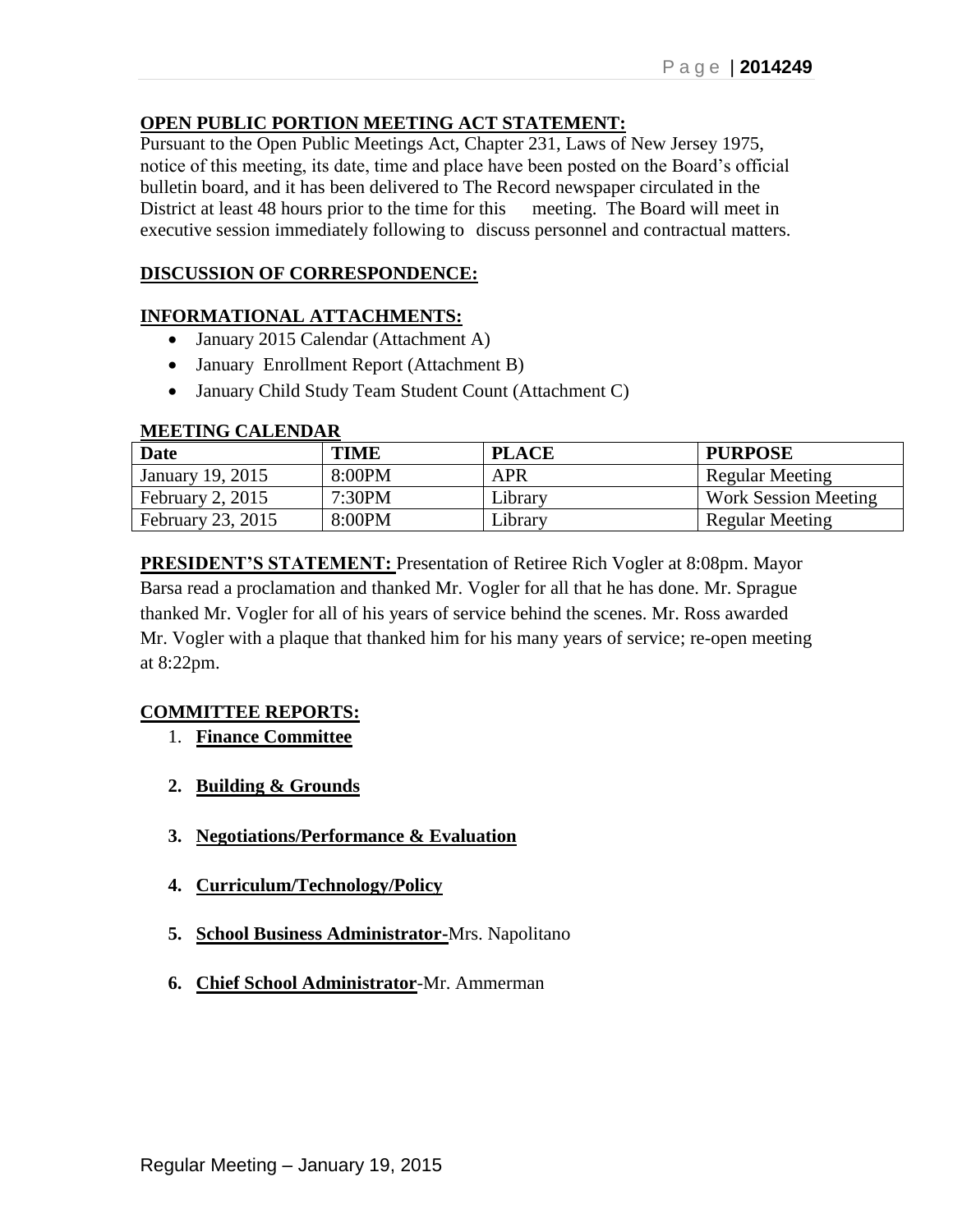**OPEN PUBLIC PORTION MEETING ACT STATEMENT:**

Pursuant to the Open Public Meetings Act, Chapter 231, Laws of New Jersey 1975, notice of this meeting, its date, time and place have been posted on the Board's official bulletin board, and it has been delivered to The Record newspaper circulated in the District at least 48 hours prior to the time for this meeting. The Board will meet in executive session immediately following to discuss personnel and contractual matters.

**DISCUSSION OF CORRESPONDENCE:**

**INFORMATIONAL ATTACHMENTS:**

- January 2015 Calendar (Attachment A)
- January Enrollment Report (Attachment B)
- January Child Study Team Student Count (Attachment C)

**MEETING CALENDAR**

| Date | TIME | PLACE | PURPOSE |
|---|---|---|---|
| January 19, 2015 | 8:00PM | APR | Regular Meeting |
| February 2, 2015 | 7:30PM | Library | Work Session Meeting |
| February 23, 2015 | 8:00PM | Library | Regular Meeting |

**PRESIDENT'S STATEMENT:** Presentation of Retiree Rich Vogler at 8:08pm. Mayor Barsa read a proclamation and thanked Mr. Vogler for all that he has done. Mr. Sprague thanked Mr. Vogler for all of his years of service behind the scenes. Mr. Ross awarded Mr. Vogler with a plaque that thanked him for his many years of service; re-open meeting at 8:22pm.

**COMMITTEE REPORTS:**

1. **Finance Committee**

2. **Building & Grounds**

3. **Negotiations/Performance & Evaluation**

4. **Curriculum/Technology/Policy**

5. **School Business Administrator**-Mrs. Napolitano

6. **Chief School Administrator**-Mr. Ammerman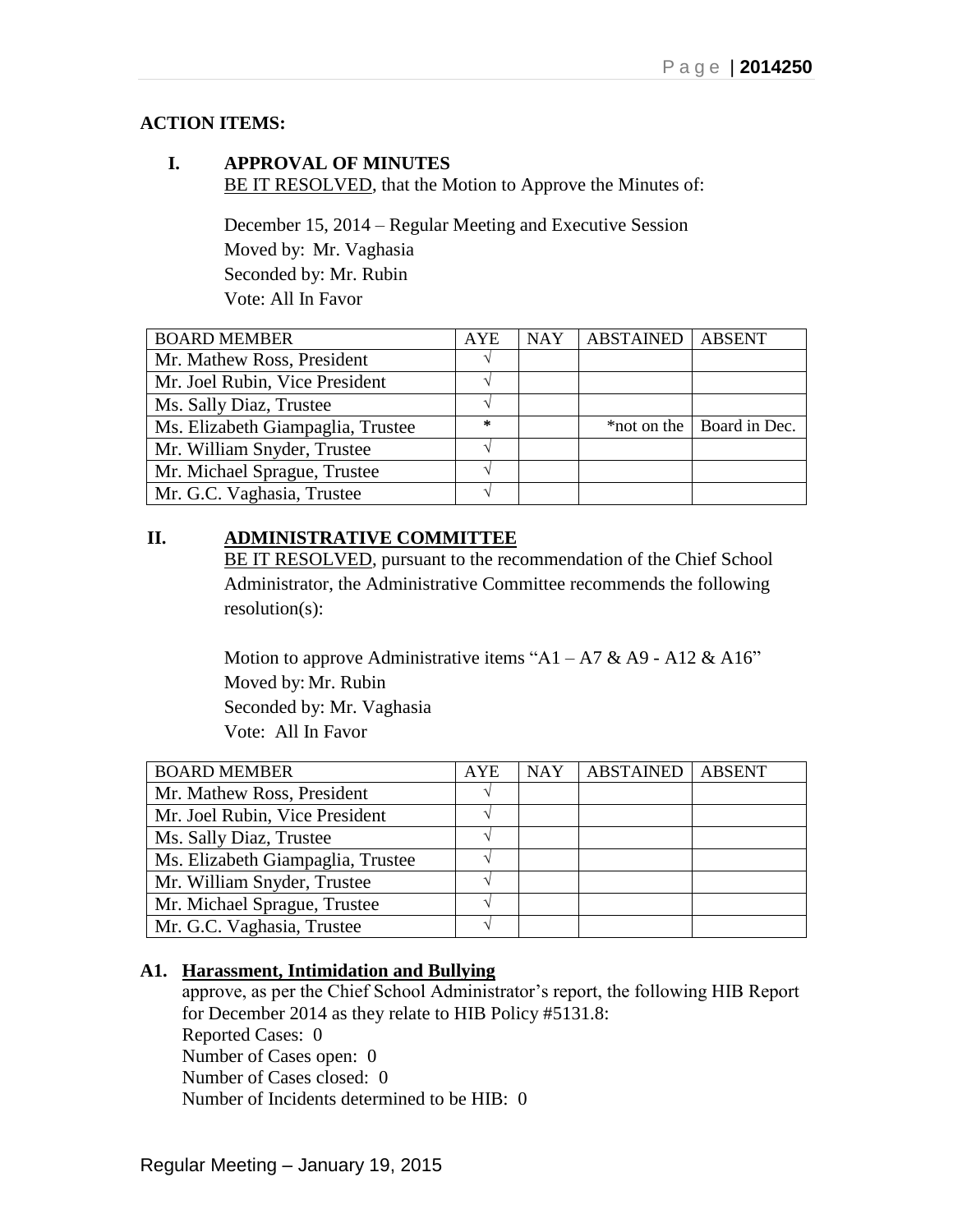**ACTION ITEMS:**

**I. APPROVAL OF MINUTES**

BE IT RESOLVED, that the Motion to Approve the Minutes of:

December 15, 2014 – Regular Meeting and Executive Session
Moved by: Mr. Vaghasia
Seconded by: Mr. Rubin
Vote: All In Favor

| BOARD MEMBER | AYE | NAY | ABSTAINED | ABSENT |
|---|---|---|---|---|
| Mr. Mathew Ross, President | √ | | | |
| Mr. Joel Rubin, Vice President | √ | | | |
| Ms. Sally Diaz, Trustee | √ | | | |
| Ms. Elizabeth Giampaglia, Trustee | * | | *not on the | Board in Dec. |
| Mr. William Snyder, Trustee | √ | | | |
| Mr. Michael Sprague, Trustee | √ | | | |
| Mr. G.C. Vaghasia, Trustee | √ | | | |

**II. ADMINISTRATIVE COMMITTEE**

BE IT RESOLVED, pursuant to the recommendation of the Chief School Administrator, the Administrative Committee recommends the following resolution(s):

Motion to approve Administrative items "A1 – A7 & A9 - A12 & A16"
Moved by: Mr. Rubin
Seconded by: Mr. Vaghasia
Vote: All In Favor

| BOARD MEMBER | AYE | NAY | ABSTAINED | ABSENT |
|---|---|---|---|---|
| Mr. Mathew Ross, President | √ | | | |
| Mr. Joel Rubin, Vice President | √ | | | |
| Ms. Sally Diaz, Trustee | √ | | | |
| Ms. Elizabeth Giampaglia, Trustee | √ | | | |
| Mr. William Snyder, Trustee | √ | | | |
| Mr. Michael Sprague, Trustee | √ | | | |
| Mr. G.C. Vaghasia, Trustee | √ | | | |

**A1. Harassment, Intimidation and Bullying**

approve, as per the Chief School Administrator's report, the following HIB Report for December 2014 as they relate to HIB Policy #5131.8:
Reported Cases: 0
Number of Cases open: 0
Number of Cases closed: 0
Number of Incidents determined to be HIB: 0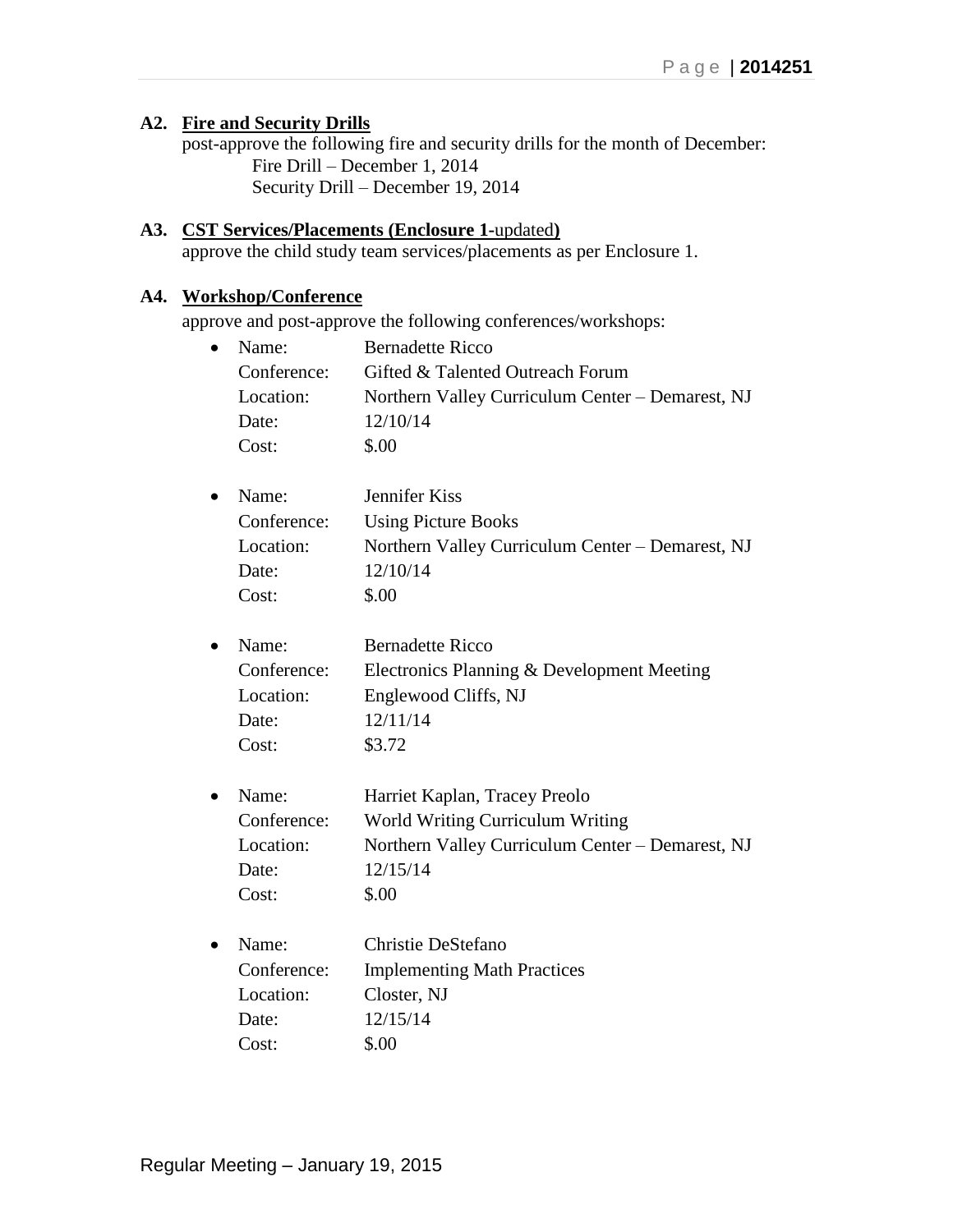**A2. Fire and Security Drills**

post-approve the following fire and security drills for the month of December:

Fire Drill – December 1, 2014
Security Drill – December 19, 2014

**A3. CST Services/Placements (Enclosure 1-updated)**

approve the child study team services/placements as per Enclosure 1.

**A4. Workshop/Conference**

approve and post-approve the following conferences/workshops:

- Name: Bernadette Ricco
  Conference: Gifted & Talented Outreach Forum
  Location: Northern Valley Curriculum Center – Demarest, NJ
  Date: 12/10/14
  Cost: $.00

- Name: Jennifer Kiss
  Conference: Using Picture Books
  Location: Northern Valley Curriculum Center – Demarest, NJ
  Date: 12/10/14
  Cost: $.00

- Name: Bernadette Ricco
  Conference: Electronics Planning & Development Meeting
  Location: Englewood Cliffs, NJ
  Date: 12/11/14
  Cost: $3.72

- Name: Harriet Kaplan, Tracey Preolo
  Conference: World Writing Curriculum Writing
  Location: Northern Valley Curriculum Center – Demarest, NJ
  Date: 12/15/14
  Cost: $.00

- Name: Christie DeStefano
  Conference: Implementing Math Practices
  Location: Closter, NJ
  Date: 12/15/14
  Cost: $.00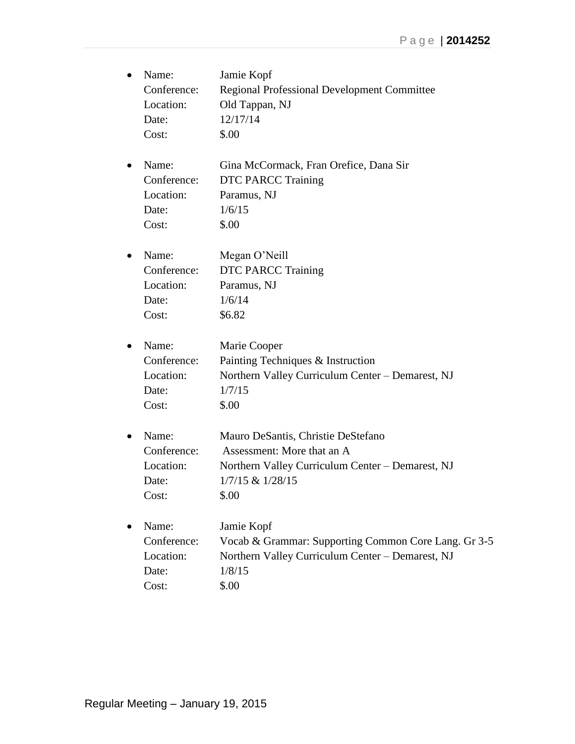- Name: Jamie Kopf
  Conference: Regional Professional Development Committee
  Location: Old Tappan, NJ
  Date: 12/17/14
  Cost: $.00

- Name: Gina McCormack, Fran Orefice, Dana Sir
  Conference: DTC PARCC Training
  Location: Paramus, NJ
  Date: 1/6/15
  Cost: $.00

- Name: Megan O'Neill
  Conference: DTC PARCC Training
  Location: Paramus, NJ
  Date: 1/6/14
  Cost: $6.82

- Name: Marie Cooper
  Conference: Painting Techniques & Instruction
  Location: Northern Valley Curriculum Center – Demarest, NJ
  Date: 1/7/15
  Cost: $.00

- Name: Mauro DeSantis, Christie DeStefano
  Conference: Assessment: More that an A
  Location: Northern Valley Curriculum Center – Demarest, NJ
  Date: 1/7/15 & 1/28/15
  Cost: $.00

- Name: Jamie Kopf
  Conference: Vocab & Grammar: Supporting Common Core Lang. Gr 3-5
  Location: Northern Valley Curriculum Center – Demarest, NJ
  Date: 1/8/15
  Cost: $.00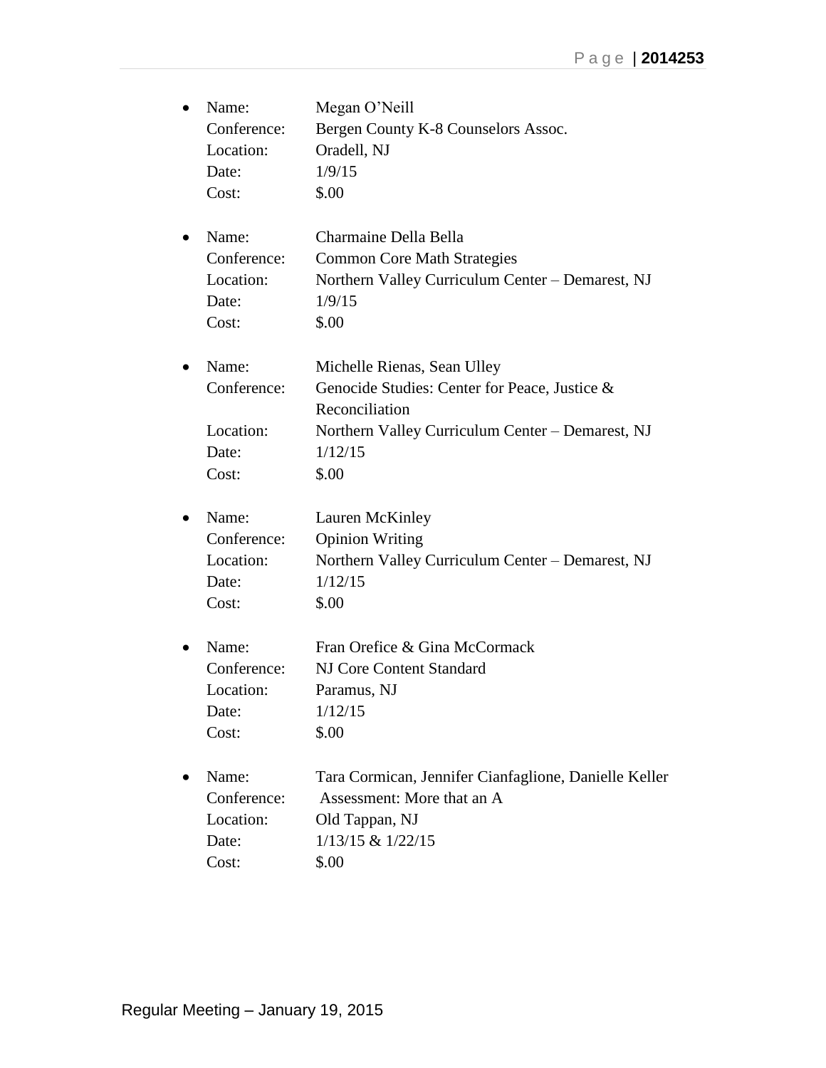- Name: Megan O'Neill
  Conference: Bergen County K-8 Counselors Assoc.
  Location: Oradell, NJ
  Date: 1/9/15
  Cost: $.00

- Name: Charmaine Della Bella
  Conference: Common Core Math Strategies
  Location: Northern Valley Curriculum Center – Demarest, NJ
  Date: 1/9/15
  Cost: $.00

- Name: Michelle Rienas, Sean Ulley
  Conference: Genocide Studies: Center for Peace, Justice & Reconciliation
  Location: Northern Valley Curriculum Center – Demarest, NJ
  Date: 1/12/15
  Cost: $.00

- Name: Lauren McKinley
  Conference: Opinion Writing
  Location: Northern Valley Curriculum Center – Demarest, NJ
  Date: 1/12/15
  Cost: $.00

- Name: Fran Orefice & Gina McCormack
  Conference: NJ Core Content Standard
  Location: Paramus, NJ
  Date: 1/12/15
  Cost: $.00

- Name: Tara Cormican, Jennifer Cianfaglione, Danielle Keller
  Conference: Assessment: More that an A
  Location: Old Tappan, NJ
  Date: 1/13/15 & 1/22/15
  Cost: $.00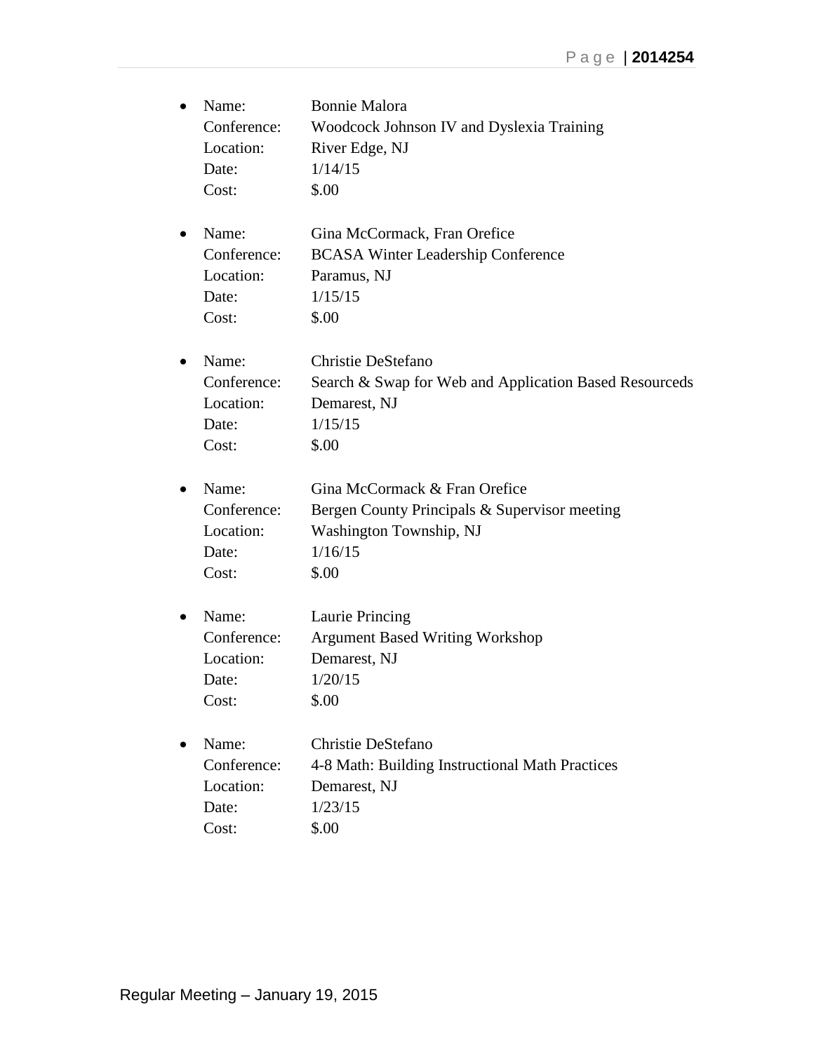- Name: Bonnie Malora
  Conference: Woodcock Johnson IV and Dyslexia Training
  Location: River Edge, NJ
  Date: 1/14/15
  Cost: $.00

- Name: Gina McCormack, Fran Orefice
  Conference: BCASA Winter Leadership Conference
  Location: Paramus, NJ
  Date: 1/15/15
  Cost: $.00

- Name: Christie DeStefano
  Conference: Search & Swap for Web and Application Based Resourceds
  Location: Demarest, NJ
  Date: 1/15/15
  Cost: $.00

- Name: Gina McCormack & Fran Orefice
  Conference: Bergen County Principals & Supervisor meeting
  Location: Washington Township, NJ
  Date: 1/16/15
  Cost: $.00

- Name: Laurie Princing
  Conference: Argument Based Writing Workshop
  Location: Demarest, NJ
  Date: 1/20/15
  Cost: $.00

- Name: Christie DeStefano
  Conference: 4-8 Math: Building Instructional Math Practices
  Location: Demarest, NJ
  Date: 1/23/15
  Cost: $.00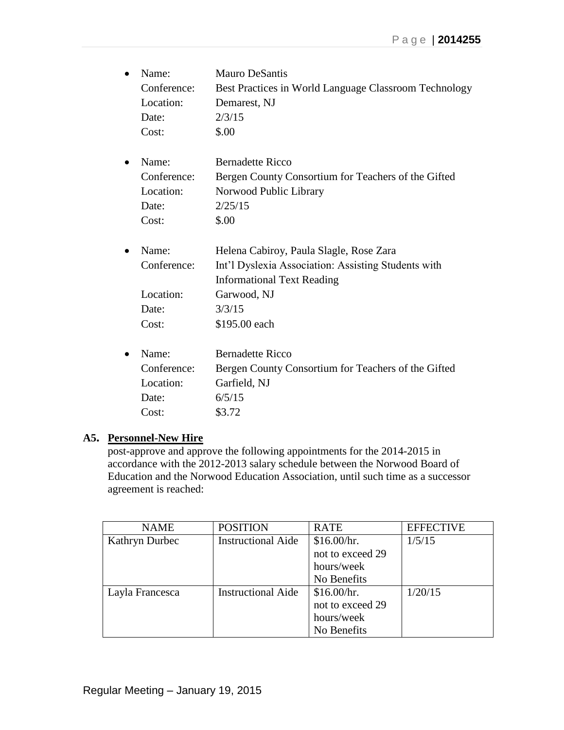- Name: Mauro DeSantis
  Conference: Best Practices in World Language Classroom Technology
  Location: Demarest, NJ
  Date: 2/3/15
  Cost: $.00

- Name: Bernadette Ricco
  Conference: Bergen County Consortium for Teachers of the Gifted
  Location: Norwood Public Library
  Date: 2/25/15
  Cost: $.00

- Name: Helena Cabiroy, Paula Slagle, Rose Zara
  Conference: Int'l Dyslexia Association: Assisting Students with Informational Text Reading
  Location: Garwood, NJ
  Date: 3/3/15
  Cost: $195.00 each

- Name: Bernadette Ricco
  Conference: Bergen County Consortium for Teachers of the Gifted
  Location: Garfield, NJ
  Date: 6/5/15
  Cost: $3.72

**A5. Personnel-New Hire**

post-approve and approve the following appointments for the 2014-2015 in accordance with the 2012-2013 salary schedule between the Norwood Board of Education and the Norwood Education Association, until such time as a successor agreement is reached:

| NAME | POSITION | RATE | EFFECTIVE |
|---|---|---|---|
| Kathryn Durbec | Instructional Aide | $16.00/hr. not to exceed 29 hours/week No Benefits | 1/5/15 |
| Layla Francesca | Instructional Aide | $16.00/hr. not to exceed 29 hours/week No Benefits | 1/20/15 |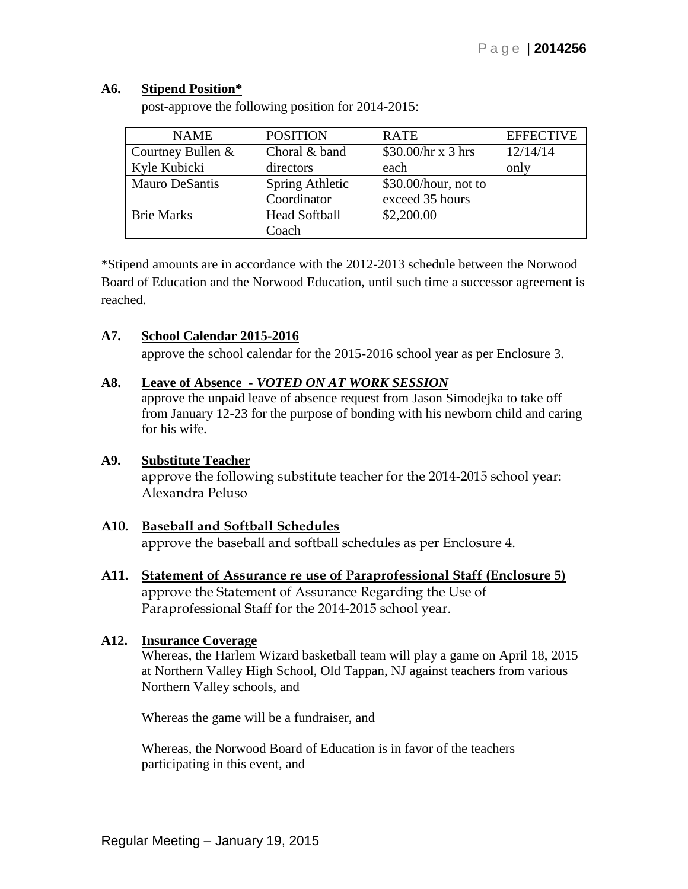**A6. <u>Stipend Position*</u>**

post-approve the following position for 2014-2015:

| NAME | POSITION | RATE | EFFECTIVE |
|---|---|---|---|
| Courtney Bullen & Kyle Kubicki | Choral & band directors | \$30.00/hr x 3 hrs each | 12/14/14 only |
| Mauro DeSantis | Spring Athletic Coordinator | \$30.00/hour, not to exceed 35 hours | |
| Brie Marks | Head Softball Coach | \$2,200.00 | |

*Stipend amounts are in accordance with the 2012-2013 schedule between the Norwood Board of Education and the Norwood Education, until such time a successor agreement is reached.

**A7. <u>School Calendar 2015-2016</u>**

approve the school calendar for the 2015-2016 school year as per Enclosure 3.

**A8. <u>Leave of Absence - *VOTED ON AT WORK SESSION*</u>**

approve the unpaid leave of absence request from Jason Simodejka to take off from January 12-23 for the purpose of bonding with his newborn child and caring for his wife.

**A9. <u>Substitute Teacher</u>**

approve the following substitute teacher for the 2014-2015 school year: Alexandra Peluso

**A10. <u>Baseball and Softball Schedules</u>**

approve the baseball and softball schedules as per Enclosure 4.

**A11. <u>Statement of Assurance re use of Paraprofessional Staff (Enclosure 5)</u>**

approve the Statement of Assurance Regarding the Use of Paraprofessional Staff for the 2014-2015 school year.

**A12. <u>Insurance Coverage</u>**

Whereas, the Harlem Wizard basketball team will play a game on April 18, 2015 at Northern Valley High School, Old Tappan, NJ against teachers from various Northern Valley schools, and

Whereas the game will be a fundraiser, and

Whereas, the Norwood Board of Education is in favor of the teachers participating in this event, and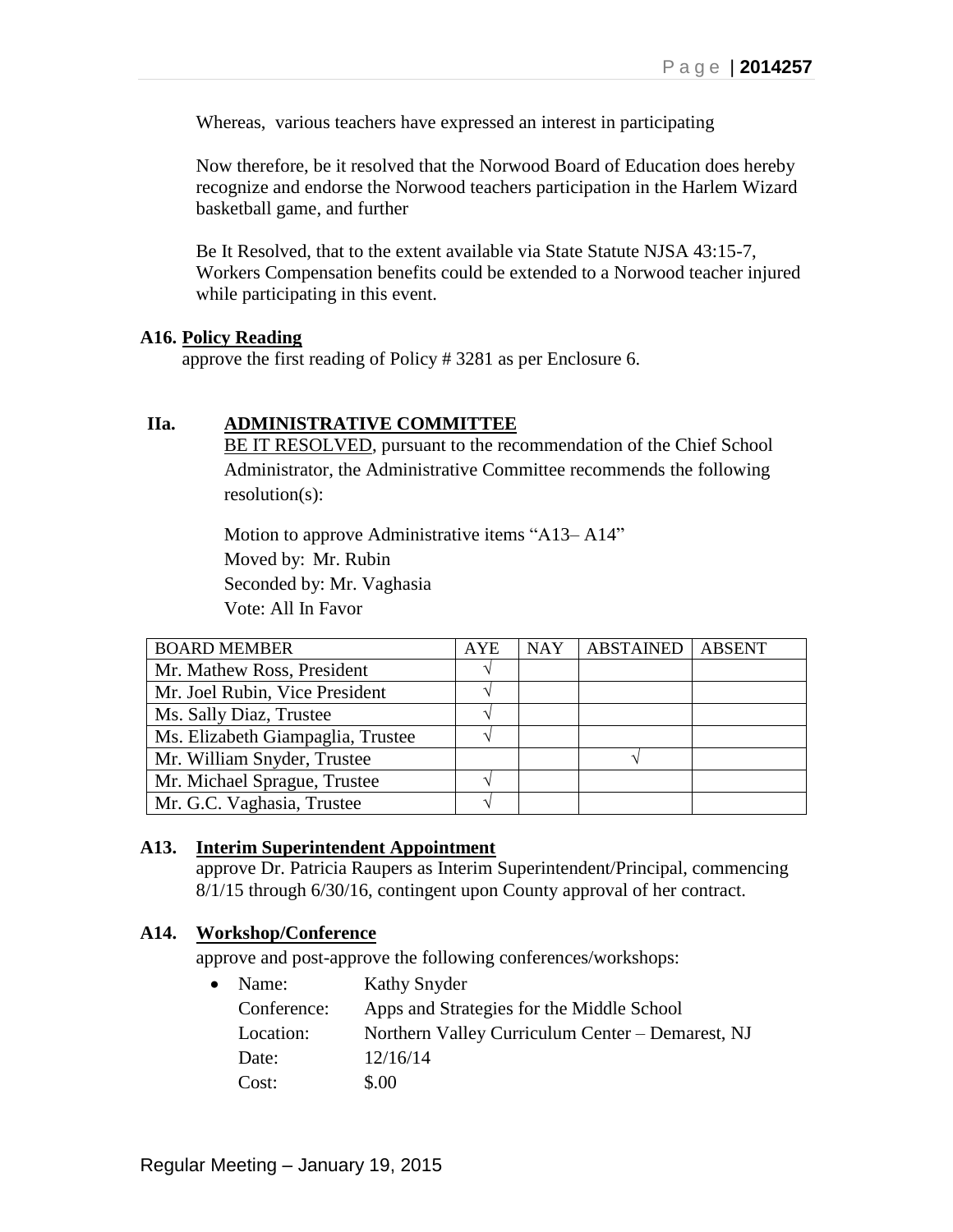Whereas, various teachers have expressed an interest in participating

Now therefore, be it resolved that the Norwood Board of Education does hereby recognize and endorse the Norwood teachers participation in the Harlem Wizard basketball game, and further

Be It Resolved, that to the extent available via State Statute NJSA 43:15-7, Workers Compensation benefits could be extended to a Norwood teacher injured while participating in this event.

**A16. Policy Reading**

approve the first reading of Policy # 3281 as per Enclosure 6.

## IIa. ADMINISTRATIVE COMMITTEE

BE IT RESOLVED, pursuant to the recommendation of the Chief School Administrator, the Administrative Committee recommends the following resolution(s):

Motion to approve Administrative items "A13– A14"
Moved by: Mr. Rubin
Seconded by: Mr. Vaghasia
Vote: All In Favor

| BOARD MEMBER | AYE | NAY | ABSTAINED | ABSENT |
|---|---|---|---|---|
| Mr. Mathew Ross, President | √ | | | |
| Mr. Joel Rubin, Vice President | √ | | | |
| Ms. Sally Diaz, Trustee | √ | | | |
| Ms. Elizabeth Giampaglia, Trustee | √ | | | |
| Mr. William Snyder, Trustee | | | √ | |
| Mr. Michael Sprague, Trustee | √ | | | |
| Mr. G.C. Vaghasia, Trustee | √ | | | |

**A13. Interim Superintendent Appointment**

approve Dr. Patricia Raupers as Interim Superintendent/Principal, commencing 8/1/15 through 6/30/16, contingent upon County approval of her contract.

**A14. Workshop/Conference**

approve and post-approve the following conferences/workshops:

- Name: Kathy Snyder
  Conference: Apps and Strategies for the Middle School
  Location: Northern Valley Curriculum Center – Demarest, NJ
  Date: 12/16/14
  Cost: $.00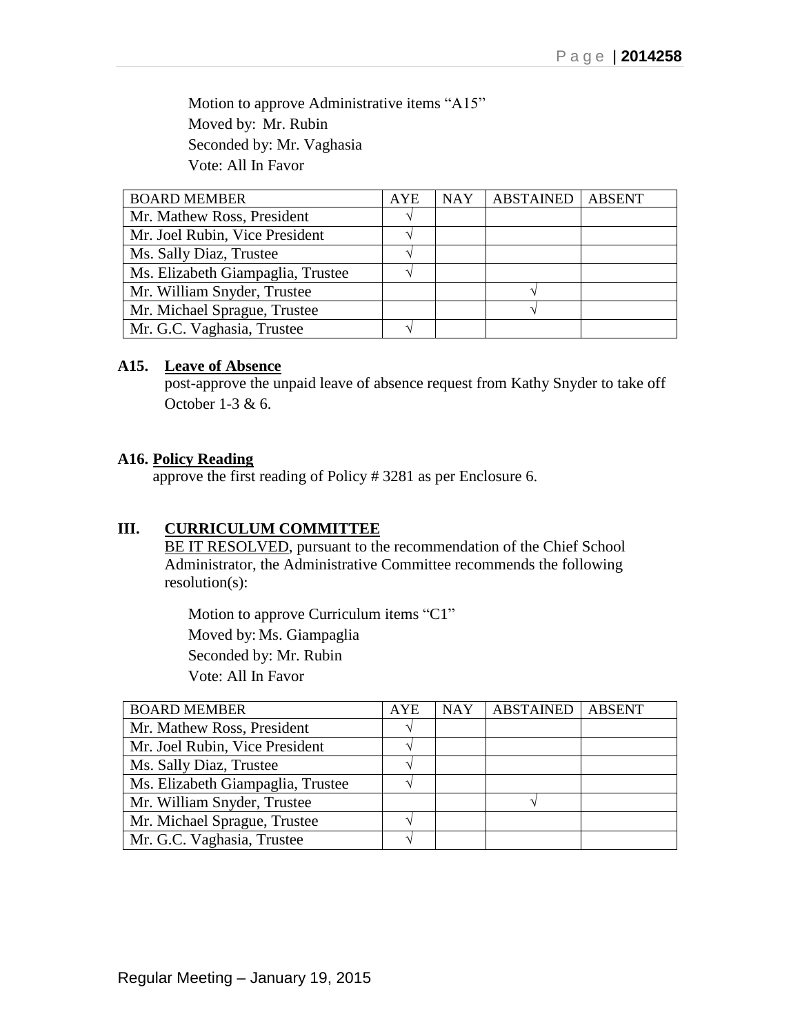Motion to approve Administrative items "A15"
Moved by: Mr. Rubin
Seconded by: Mr. Vaghasia
Vote: All In Favor

| BOARD MEMBER | AYE | NAY | ABSTAINED | ABSENT |
|---|---|---|---|---|
| Mr. Mathew Ross, President | √ | | | |
| Mr. Joel Rubin, Vice President | √ | | | |
| Ms. Sally Diaz, Trustee | √ | | | |
| Ms. Elizabeth Giampaglia, Trustee | √ | | | |
| Mr. William Snyder, Trustee | | | √ | |
| Mr. Michael Sprague, Trustee | | | √ | |
| Mr. G.C. Vaghasia, Trustee | √ | | | |

**A15. Leave of Absence**
post-approve the unpaid leave of absence request from Kathy Snyder to take off October 1-3 & 6.

**A16. Policy Reading**
approve the first reading of Policy # 3281 as per Enclosure 6.

## III. CURRICULUM COMMITTEE

BE IT RESOLVED, pursuant to the recommendation of the Chief School Administrator, the Administrative Committee recommends the following resolution(s):

Motion to approve Curriculum items "C1"
Moved by: Ms. Giampaglia
Seconded by: Mr. Rubin
Vote: All In Favor

| BOARD MEMBER | AYE | NAY | ABSTAINED | ABSENT |
|---|---|---|---|---|
| Mr. Mathew Ross, President | √ | | | |
| Mr. Joel Rubin, Vice President | √ | | | |
| Ms. Sally Diaz, Trustee | √ | | | |
| Ms. Elizabeth Giampaglia, Trustee | √ | | | |
| Mr. William Snyder, Trustee | | | √ | |
| Mr. Michael Sprague, Trustee | √ | | | |
| Mr. G.C. Vaghasia, Trustee | √ | | | |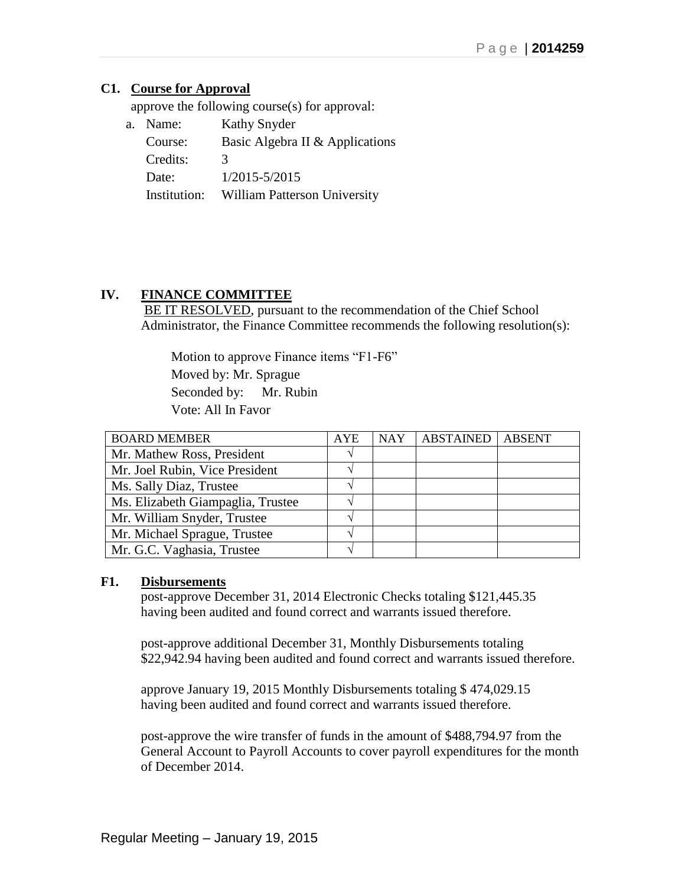### C1. **Course for Approval**

approve the following course(s) for approval:

a. Name: Kathy Snyder
   Course: Basic Algebra II & Applications
   Credits: 3
   Date: 1/2015-5/2015
   Institution: William Patterson University

## IV. **FINANCE COMMITTEE**

BE IT RESOLVED, pursuant to the recommendation of the Chief School Administrator, the Finance Committee recommends the following resolution(s):

Motion to approve Finance items "F1-F6"
Moved by: Mr. Sprague
Seconded by: Mr. Rubin
Vote: All In Favor

| BOARD MEMBER | AYE | NAY | ABSTAINED | ABSENT |
|---|---|---|---|---|
| Mr. Mathew Ross, President | √ | | | |
| Mr. Joel Rubin, Vice President | √ | | | |
| Ms. Sally Diaz, Trustee | √ | | | |
| Ms. Elizabeth Giampaglia, Trustee | √ | | | |
| Mr. William Snyder, Trustee | √ | | | |
| Mr. Michael Sprague, Trustee | √ | | | |
| Mr. G.C. Vaghasia, Trustee | √ | | | |

### F1. **Disbursements**

post-approve December 31, 2014 Electronic Checks totaling $121,445.35 having been audited and found correct and warrants issued therefore.

post-approve additional December 31, Monthly Disbursements totaling $22,942.94 having been audited and found correct and warrants issued therefore.

approve January 19, 2015 Monthly Disbursements totaling $ 474,029.15 having been audited and found correct and warrants issued therefore.

post-approve the wire transfer of funds in the amount of $488,794.97 from the General Account to Payroll Accounts to cover payroll expenditures for the month of December 2014.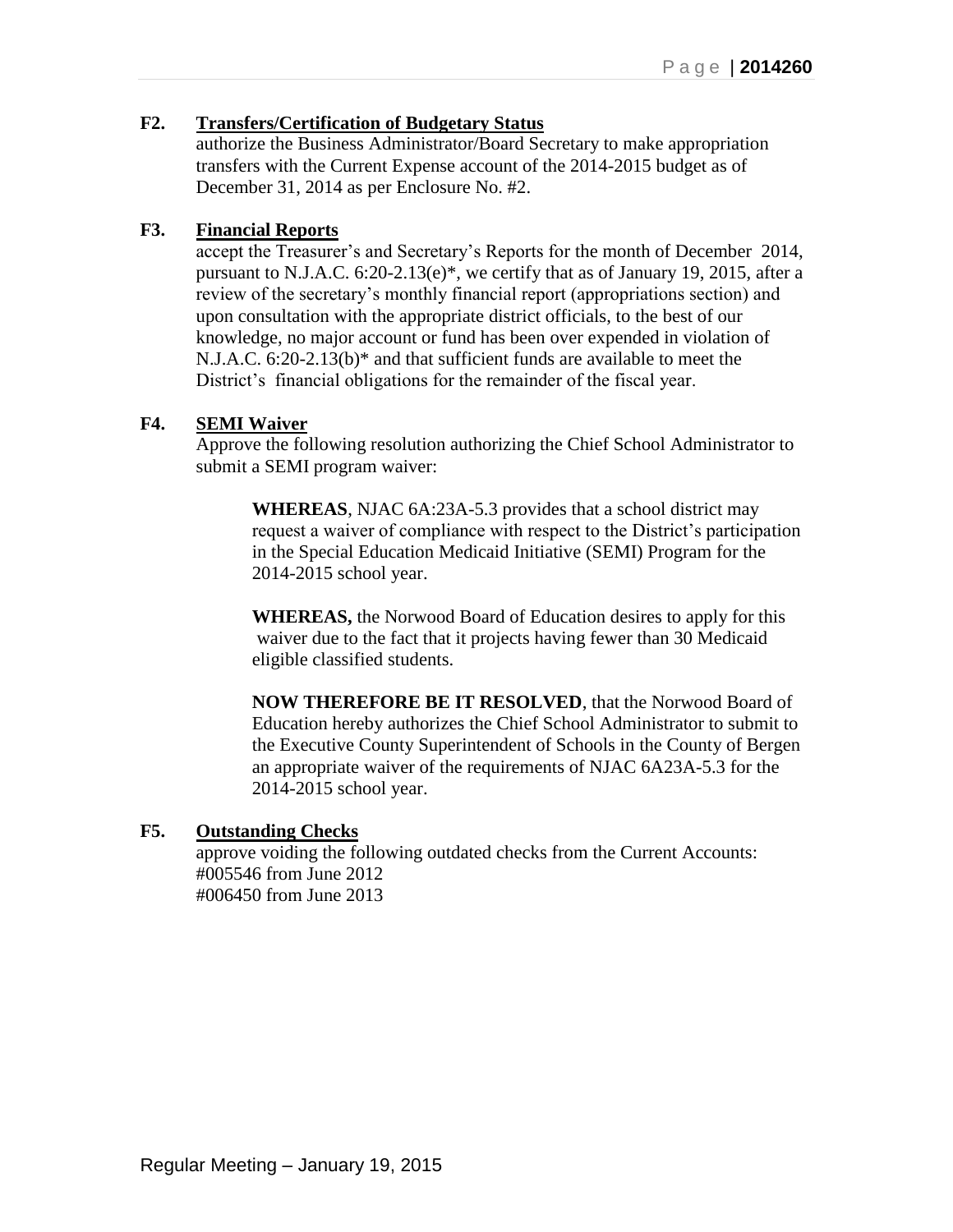**F2. Transfers/Certification of Budgetary Status**

authorize the Business Administrator/Board Secretary to make appropriation transfers with the Current Expense account of the 2014-2015 budget as of December 31, 2014 as per Enclosure No. #2.

**F3. Financial Reports**

accept the Treasurer's and Secretary's Reports for the month of December 2014, pursuant to N.J.A.C. 6:20-2.13(e)*, we certify that as of January 19, 2015, after a review of the secretary's monthly financial report (appropriations section) and upon consultation with the appropriate district officials, to the best of our knowledge, no major account or fund has been over expended in violation of N.J.A.C. 6:20-2.13(b)* and that sufficient funds are available to meet the District's financial obligations for the remainder of the fiscal year.

**F4. SEMI Waiver**

Approve the following resolution authorizing the Chief School Administrator to submit a SEMI program waiver:

> **WHEREAS**, NJAC 6A:23A-5.3 provides that a school district may request a waiver of compliance with respect to the District's participation in the Special Education Medicaid Initiative (SEMI) Program for the 2014-2015 school year.
>
> **WHEREAS,** the Norwood Board of Education desires to apply for this waiver due to the fact that it projects having fewer than 30 Medicaid eligible classified students.
>
> **NOW THEREFORE BE IT RESOLVED**, that the Norwood Board of Education hereby authorizes the Chief School Administrator to submit to the Executive County Superintendent of Schools in the County of Bergen an appropriate waiver of the requirements of NJAC 6A23A-5.3 for the 2014-2015 school year.

**F5. Outstanding Checks**

approve voiding the following outdated checks from the Current Accounts:
#005546 from June 2012
#006450 from June 2013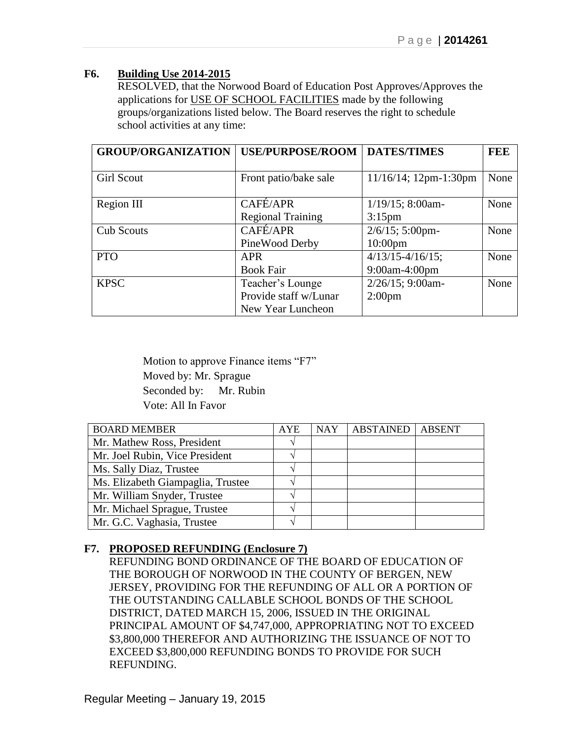**F6. Building Use 2014-2015**

RESOLVED, that the Norwood Board of Education Post Approves/Approves the applications for USE OF SCHOOL FACILITIES made by the following groups/organizations listed below. The Board reserves the right to schedule school activities at any time:

| GROUP/ORGANIZATION | USE/PURPOSE/ROOM | DATES/TIMES | FEE |
|---|---|---|---|
| Girl Scout | Front patio/bake sale | 11/16/14; 12pm-1:30pm | None |
| Region III | CAFÉ/APR Regional Training | 1/19/15; 8:00am-3:15pm | None |
| Cub Scouts | CAFÉ/APR PineWood Derby | 2/6/15; 5:00pm-10:00pm | None |
| PTO | APR Book Fair | 4/13/15-4/16/15; 9:00am-4:00pm | None |
| KPSC | Teacher's Lounge Provide staff w/Lunar New Year Luncheon | 2/26/15; 9:00am-2:00pm | None |

Motion to approve Finance items "F7"
Moved by: Mr. Sprague
Seconded by: Mr. Rubin
Vote: All In Favor

| BOARD MEMBER | AYE | NAY | ABSTAINED | ABSENT |
|---|---|---|---|---|
| Mr. Mathew Ross, President | √ | | | |
| Mr. Joel Rubin, Vice President | √ | | | |
| Ms. Sally Diaz, Trustee | √ | | | |
| Ms. Elizabeth Giampaglia, Trustee | √ | | | |
| Mr. William Snyder, Trustee | √ | | | |
| Mr. Michael Sprague, Trustee | √ | | | |
| Mr. G.C. Vaghasia, Trustee | √ | | | |

**F7. PROPOSED REFUNDING (Enclosure 7)**

REFUNDING BOND ORDINANCE OF THE BOARD OF EDUCATION OF THE BOROUGH OF NORWOOD IN THE COUNTY OF BERGEN, NEW JERSEY, PROVIDING FOR THE REFUNDING OF ALL OR A PORTION OF THE OUTSTANDING CALLABLE SCHOOL BONDS OF THE SCHOOL DISTRICT, DATED MARCH 15, 2006, ISSUED IN THE ORIGINAL PRINCIPAL AMOUNT OF $4,747,000, APPROPRIATING NOT TO EXCEED $3,800,000 THEREFOR AND AUTHORIZING THE ISSUANCE OF NOT TO EXCEED $3,800,000 REFUNDING BONDS TO PROVIDE FOR SUCH REFUNDING.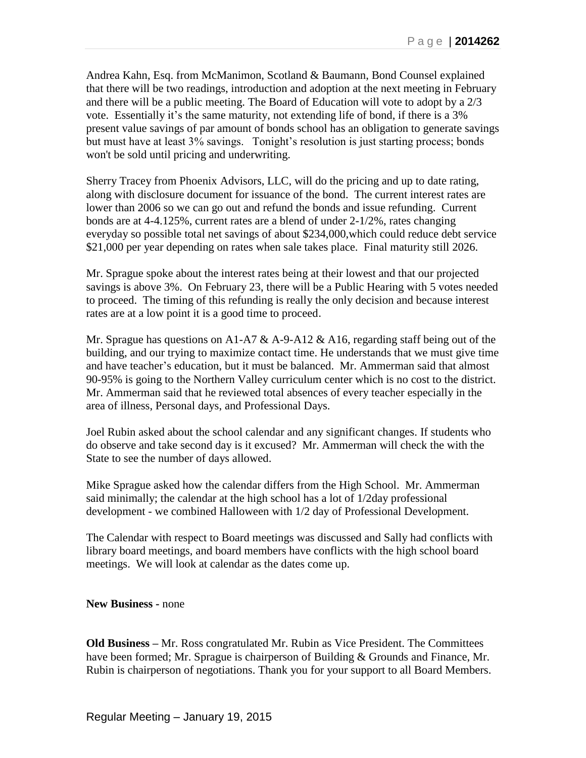Andrea Kahn, Esq. from McManimon, Scotland & Baumann, Bond Counsel explained that there will be two readings, introduction and adoption at the next meeting in February and there will be a public meeting. The Board of Education will vote to adopt by a 2/3 vote. Essentially it's the same maturity, not extending life of bond, if there is a 3% present value savings of par amount of bonds school has an obligation to generate savings but must have at least 3% savings. Tonight's resolution is just starting process; bonds won't be sold until pricing and underwriting.

Sherry Tracey from Phoenix Advisors, LLC, will do the pricing and up to date rating, along with disclosure document for issuance of the bond. The current interest rates are lower than 2006 so we can go out and refund the bonds and issue refunding. Current bonds are at 4-4.125%, current rates are a blend of under 2-1/2%, rates changing everyday so possible total net savings of about $234,000,which could reduce debt service $21,000 per year depending on rates when sale takes place. Final maturity still 2026.

Mr. Sprague spoke about the interest rates being at their lowest and that our projected savings is above 3%. On February 23, there will be a Public Hearing with 5 votes needed to proceed. The timing of this refunding is really the only decision and because interest rates are at a low point it is a good time to proceed.

Mr. Sprague has questions on A1-A7 & A-9-A12 & A16, regarding staff being out of the building, and our trying to maximize contact time. He understands that we must give time and have teacher's education, but it must be balanced. Mr. Ammerman said that almost 90-95% is going to the Northern Valley curriculum center which is no cost to the district. Mr. Ammerman said that he reviewed total absences of every teacher especially in the area of illness, Personal days, and Professional Days.

Joel Rubin asked about the school calendar and any significant changes. If students who do observe and take second day is it excused? Mr. Ammerman will check the with the State to see the number of days allowed.

Mike Sprague asked how the calendar differs from the High School. Mr. Ammerman said minimally; the calendar at the high school has a lot of 1/2day professional development - we combined Halloween with 1/2 day of Professional Development.

The Calendar with respect to Board meetings was discussed and Sally had conflicts with library board meetings, and board members have conflicts with the high school board meetings. We will look at calendar as the dates come up.

**New Business** - none

**Old Business** – Mr. Ross congratulated Mr. Rubin as Vice President. The Committees have been formed; Mr. Sprague is chairperson of Building & Grounds and Finance, Mr. Rubin is chairperson of negotiations. Thank you for your support to all Board Members.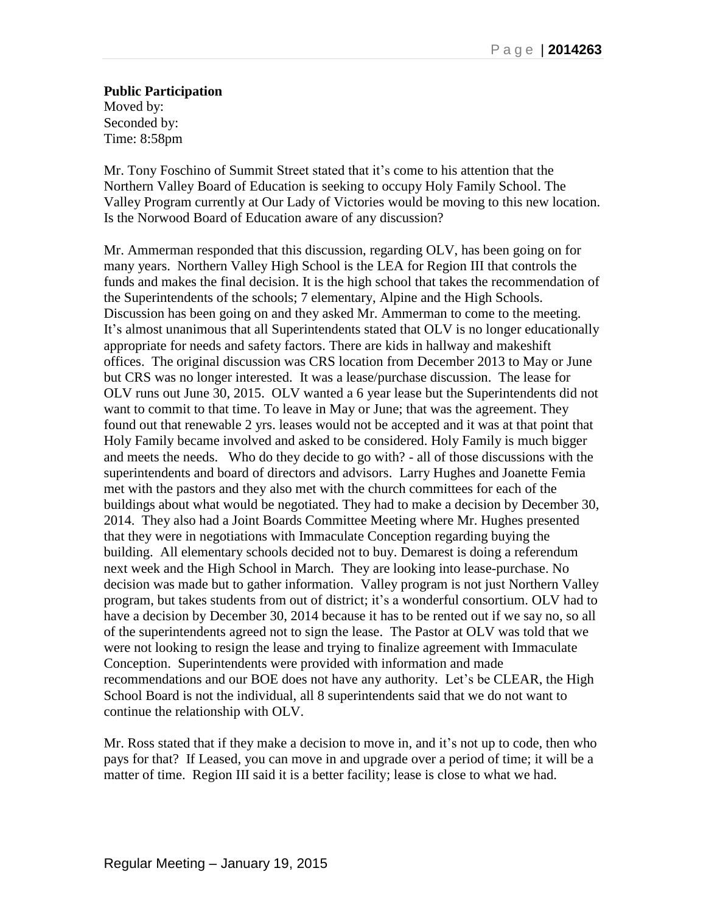**Public Participation**
Moved by:
Seconded by:
Time: 8:58pm

Mr. Tony Foschino of Summit Street stated that it's come to his attention that the Northern Valley Board of Education is seeking to occupy Holy Family School. The Valley Program currently at Our Lady of Victories would be moving to this new location. Is the Norwood Board of Education aware of any discussion?

Mr. Ammerman responded that this discussion, regarding OLV, has been going on for many years. Northern Valley High School is the LEA for Region III that controls the funds and makes the final decision. It is the high school that takes the recommendation of the Superintendents of the schools; 7 elementary, Alpine and the High Schools. Discussion has been going on and they asked Mr. Ammerman to come to the meeting. It's almost unanimous that all Superintendents stated that OLV is no longer educationally appropriate for needs and safety factors. There are kids in hallway and makeshift offices. The original discussion was CRS location from December 2013 to May or June but CRS was no longer interested. It was a lease/purchase discussion. The lease for OLV runs out June 30, 2015. OLV wanted a 6 year lease but the Superintendents did not want to commit to that time. To leave in May or June; that was the agreement. They found out that renewable 2 yrs. leases would not be accepted and it was at that point that Holy Family became involved and asked to be considered. Holy Family is much bigger and meets the needs. Who do they decide to go with? - all of those discussions with the superintendents and board of directors and advisors. Larry Hughes and Joanette Femia met with the pastors and they also met with the church committees for each of the buildings about what would be negotiated. They had to make a decision by December 30, 2014. They also had a Joint Boards Committee Meeting where Mr. Hughes presented that they were in negotiations with Immaculate Conception regarding buying the building. All elementary schools decided not to buy. Demarest is doing a referendum next week and the High School in March. They are looking into lease-purchase. No decision was made but to gather information. Valley program is not just Northern Valley program, but takes students from out of district; it's a wonderful consortium. OLV had to have a decision by December 30, 2014 because it has to be rented out if we say no, so all of the superintendents agreed not to sign the lease. The Pastor at OLV was told that we were not looking to resign the lease and trying to finalize agreement with Immaculate Conception. Superintendents were provided with information and made recommendations and our BOE does not have any authority. Let's be CLEAR, the High School Board is not the individual, all 8 superintendents said that we do not want to continue the relationship with OLV.

Mr. Ross stated that if they make a decision to move in, and it's not up to code, then who pays for that? If Leased, you can move in and upgrade over a period of time; it will be a matter of time. Region III said it is a better facility; lease is close to what we had.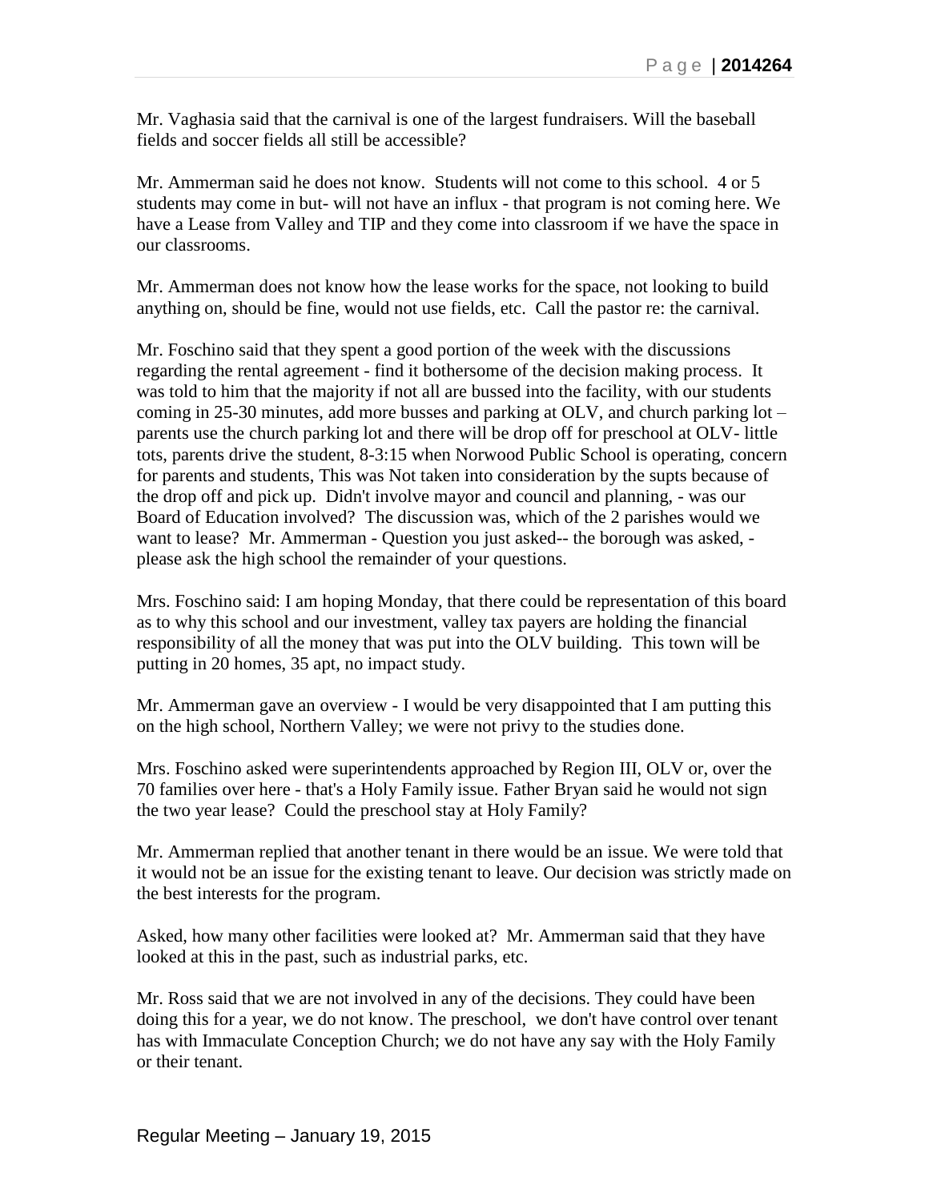Mr. Vaghasia said that the carnival is one of the largest fundraisers. Will the baseball fields and soccer fields all still be accessible?

Mr. Ammerman said he does not know. Students will not come to this school. 4 or 5 students may come in but- will not have an influx - that program is not coming here. We have a Lease from Valley and TIP and they come into classroom if we have the space in our classrooms.

Mr. Ammerman does not know how the lease works for the space, not looking to build anything on, should be fine, would not use fields, etc. Call the pastor re: the carnival.

Mr. Foschino said that they spent a good portion of the week with the discussions regarding the rental agreement - find it bothersome of the decision making process. It was told to him that the majority if not all are bussed into the facility, with our students coming in 25-30 minutes, add more busses and parking at OLV, and church parking lot – parents use the church parking lot and there will be drop off for preschool at OLV- little tots, parents drive the student, 8-3:15 when Norwood Public School is operating, concern for parents and students, This was Not taken into consideration by the supts because of the drop off and pick up. Didn't involve mayor and council and planning, - was our Board of Education involved? The discussion was, which of the 2 parishes would we want to lease? Mr. Ammerman - Question you just asked-- the borough was asked, - please ask the high school the remainder of your questions.

Mrs. Foschino said: I am hoping Monday, that there could be representation of this board as to why this school and our investment, valley tax payers are holding the financial responsibility of all the money that was put into the OLV building. This town will be putting in 20 homes, 35 apt, no impact study.

Mr. Ammerman gave an overview - I would be very disappointed that I am putting this on the high school, Northern Valley; we were not privy to the studies done.

Mrs. Foschino asked were superintendents approached by Region III, OLV or, over the 70 families over here - that's a Holy Family issue. Father Bryan said he would not sign the two year lease? Could the preschool stay at Holy Family?

Mr. Ammerman replied that another tenant in there would be an issue. We were told that it would not be an issue for the existing tenant to leave. Our decision was strictly made on the best interests for the program.

Asked, how many other facilities were looked at? Mr. Ammerman said that they have looked at this in the past, such as industrial parks, etc.

Mr. Ross said that we are not involved in any of the decisions. They could have been doing this for a year, we do not know. The preschool, we don't have control over tenant has with Immaculate Conception Church; we do not have any say with the Holy Family or their tenant.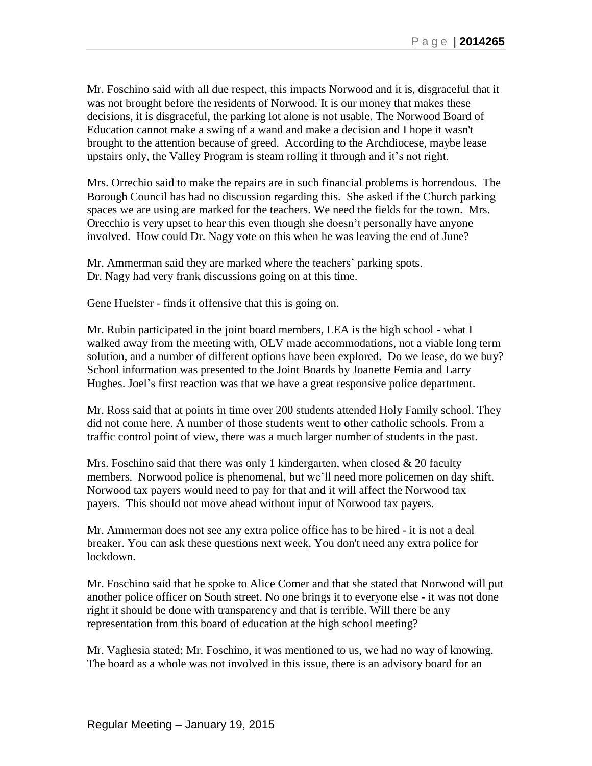Mr. Foschino said with all due respect, this impacts Norwood and it is, disgraceful that it was not brought before the residents of Norwood. It is our money that makes these decisions, it is disgraceful, the parking lot alone is not usable. The Norwood Board of Education cannot make a swing of a wand and make a decision and I hope it wasn't brought to the attention because of greed. According to the Archdiocese, maybe lease upstairs only, the Valley Program is steam rolling it through and it's not right.

Mrs. Orrechio said to make the repairs are in such financial problems is horrendous. The Borough Council has had no discussion regarding this. She asked if the Church parking spaces we are using are marked for the teachers. We need the fields for the town. Mrs. Orecchio is very upset to hear this even though she doesn't personally have anyone involved. How could Dr. Nagy vote on this when he was leaving the end of June?

Mr. Ammerman said they are marked where the teachers' parking spots.
Dr. Nagy had very frank discussions going on at this time.

Gene Huelster - finds it offensive that this is going on.

Mr. Rubin participated in the joint board members, LEA is the high school - what I walked away from the meeting with, OLV made accommodations, not a viable long term solution, and a number of different options have been explored. Do we lease, do we buy? School information was presented to the Joint Boards by Joanette Femia and Larry Hughes. Joel's first reaction was that we have a great responsive police department.

Mr. Ross said that at points in time over 200 students attended Holy Family school. They did not come here. A number of those students went to other catholic schools. From a traffic control point of view, there was a much larger number of students in the past.

Mrs. Foschino said that there was only 1 kindergarten, when closed & 20 faculty members. Norwood police is phenomenal, but we'll need more policemen on day shift. Norwood tax payers would need to pay for that and it will affect the Norwood tax payers. This should not move ahead without input of Norwood tax payers.

Mr. Ammerman does not see any extra police office has to be hired - it is not a deal breaker. You can ask these questions next week, You don't need any extra police for lockdown.

Mr. Foschino said that he spoke to Alice Comer and that she stated that Norwood will put another police officer on South street. No one brings it to everyone else - it was not done right it should be done with transparency and that is terrible. Will there be any representation from this board of education at the high school meeting?

Mr. Vaghesia stated; Mr. Foschino, it was mentioned to us, we had no way of knowing. The board as a whole was not involved in this issue, there is an advisory board for an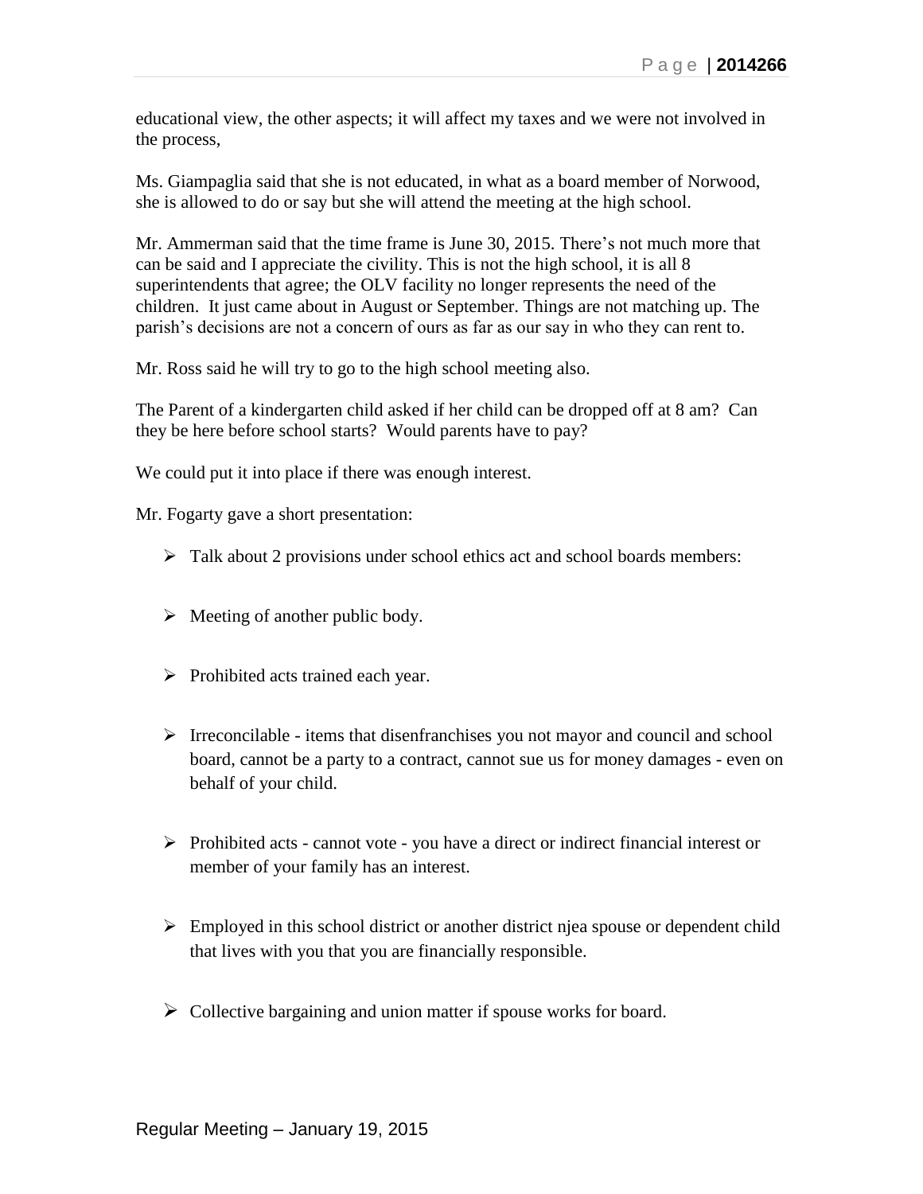educational view, the other aspects; it will affect my taxes and we were not involved in the process,

Ms. Giampaglia said that she is not educated, in what as a board member of Norwood, she is allowed to do or say but she will attend the meeting at the high school.

Mr. Ammerman said that the time frame is June 30, 2015. There's not much more that can be said and I appreciate the civility. This is not the high school, it is all 8 superintendents that agree; the OLV facility no longer represents the need of the children. It just came about in August or September. Things are not matching up. The parish's decisions are not a concern of ours as far as our say in who they can rent to.

Mr. Ross said he will try to go to the high school meeting also.

The Parent of a kindergarten child asked if her child can be dropped off at 8 am? Can they be here before school starts? Would parents have to pay?

We could put it into place if there was enough interest.

Mr. Fogarty gave a short presentation:

- Talk about 2 provisions under school ethics act and school boards members:
- Meeting of another public body.
- Prohibited acts trained each year.
- Irreconcilable - items that disenfranchises you not mayor and council and school board, cannot be a party to a contract, cannot sue us for money damages - even on behalf of your child.
- Prohibited acts - cannot vote - you have a direct or indirect financial interest or member of your family has an interest.
- Employed in this school district or another district njea spouse or dependent child that lives with you that you are financially responsible.
- Collective bargaining and union matter if spouse works for board.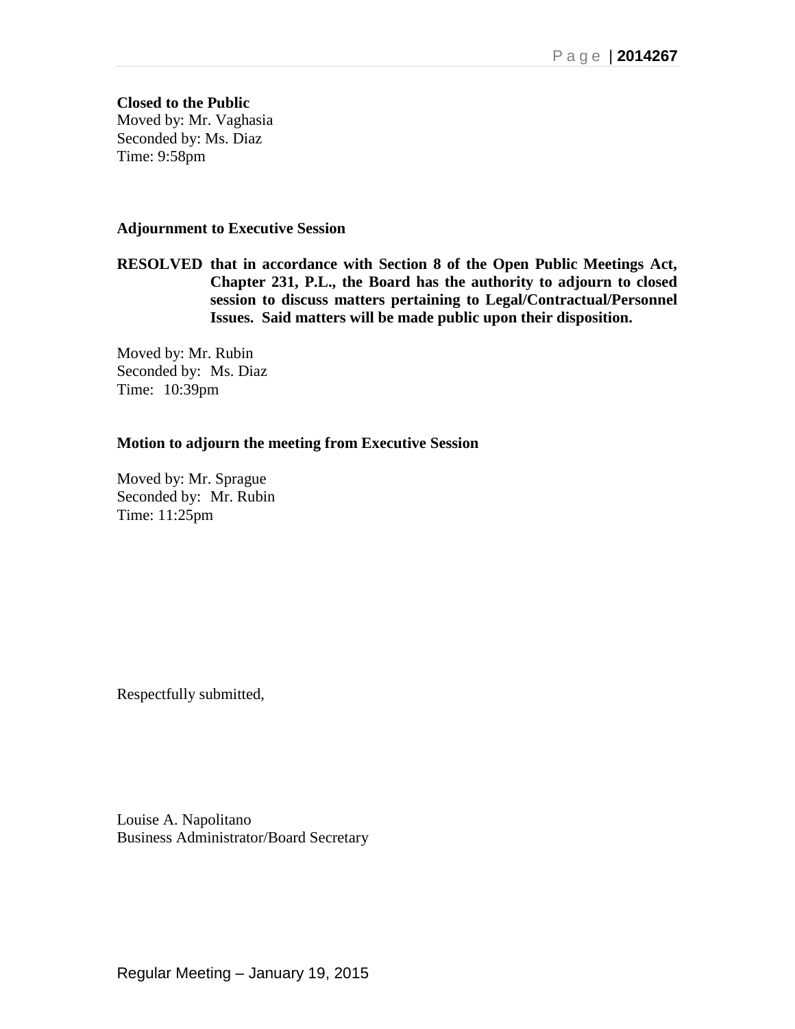**Closed to the Public**
Moved by: Mr. Vaghasia
Seconded by: Ms. Diaz
Time: 9:58pm

**Adjournment to Executive Session**

**RESOLVED that in accordance with Section 8 of the Open Public Meetings Act, Chapter 231, P.L., the Board has the authority to adjourn to closed session to discuss matters pertaining to Legal/Contractual/Personnel Issues. Said matters will be made public upon their disposition.**

Moved by: Mr. Rubin
Seconded by: Ms. Diaz
Time: 10:39pm

**Motion to adjourn the meeting from Executive Session**

Moved by: Mr. Sprague
Seconded by: Mr. Rubin
Time: 11:25pm

Respectfully submitted,

Louise A. Napolitano
Business Administrator/Board Secretary